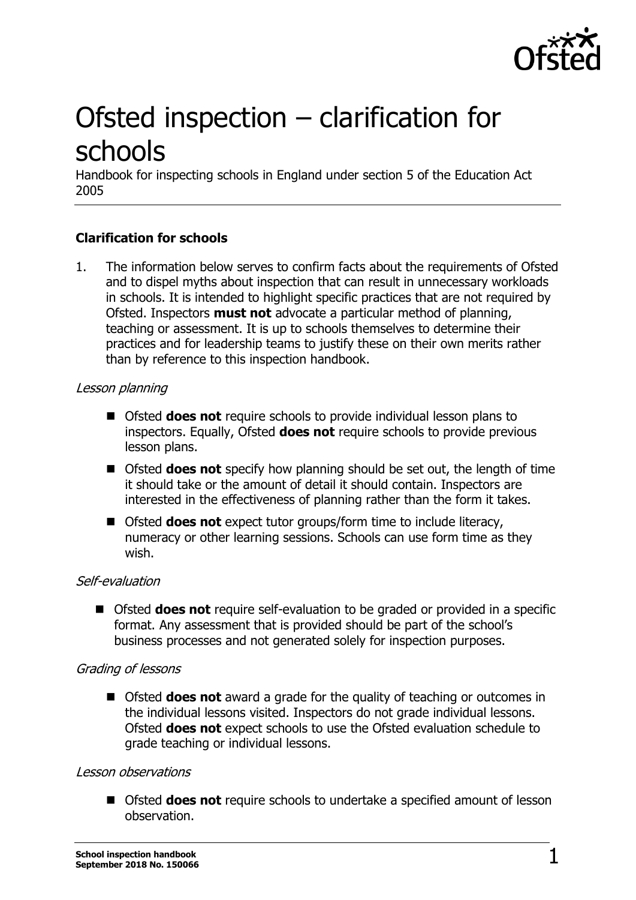# Ofsted inspection – clarification for schools

Handbook for inspecting schools in England under section 5 of the Education Act 2005

**Clarification for schools**

1. The information below serves to confirm facts about the requirements of Ofsted and to dispel myths about inspection that can result in unnecessary workloads in schools. It is intended to highlight specific practices that are not required by Ofsted. Inspectors **must not** advocate a particular method of planning, teaching or assessment. It is up to schools themselves to determine their practices and for leadership teams to justify these on their own merits rather than by reference to this inspection handbook.

*Lesson planning*

- Ofsted **does not** require schools to provide individual lesson plans to inspectors. Equally, Ofsted **does not** require schools to provide previous lesson plans.
- Ofsted **does not** specify how planning should be set out, the length of time it should take or the amount of detail it should contain. Inspectors are interested in the effectiveness of planning rather than the form it takes.
- Ofsted **does not** expect tutor groups/form time to include literacy, numeracy or other learning sessions. Schools can use form time as they wish.

*Self-evaluation*

- Ofsted **does not** require self-evaluation to be graded or provided in a specific format. Any assessment that is provided should be part of the school's business processes and not generated solely for inspection purposes.

*Grading of lessons*

- Ofsted **does not** award a grade for the quality of teaching or outcomes in the individual lessons visited. Inspectors do not grade individual lessons. Ofsted **does not** expect schools to use the Ofsted evaluation schedule to grade teaching or individual lessons.

*Lesson observations*

- Ofsted **does not** require schools to undertake a specified amount of lesson observation.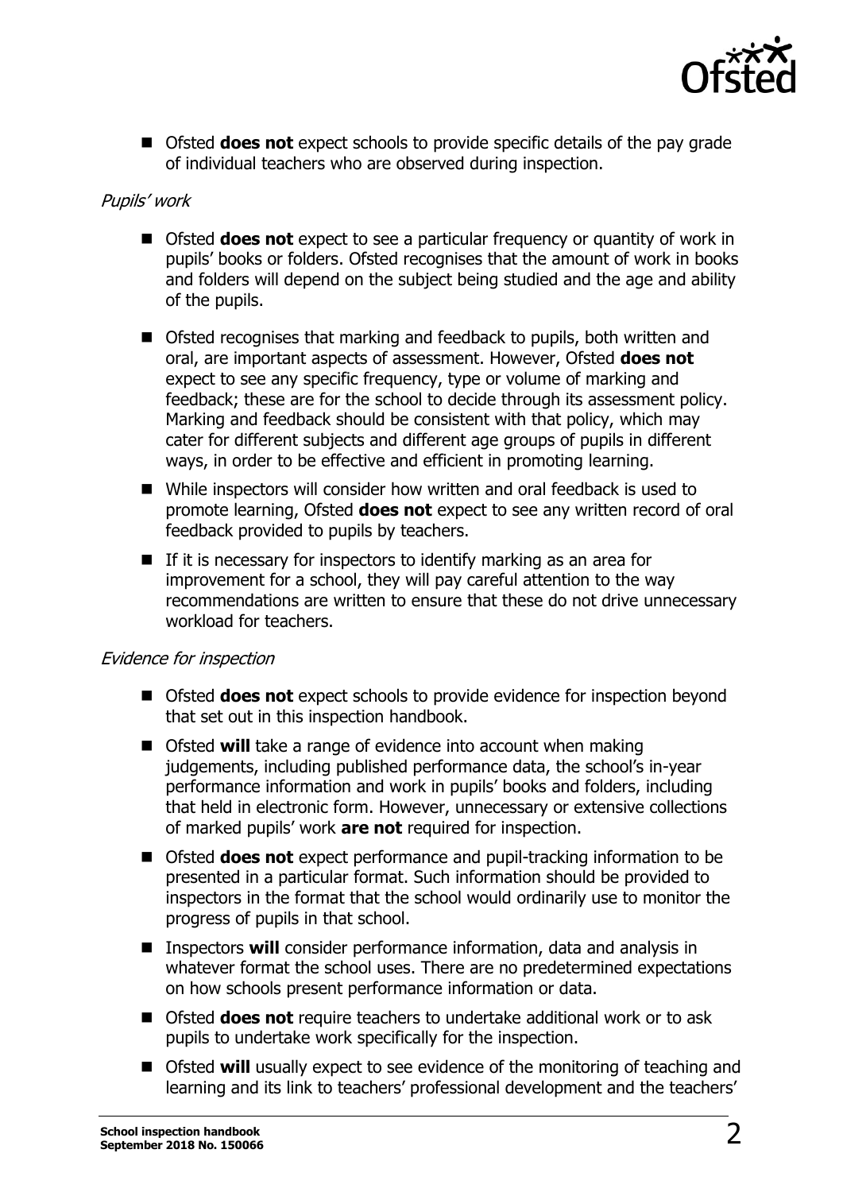- Ofsted **does not** expect schools to provide specific details of the pay grade of individual teachers who are observed during inspection.

*Pupils' work*

- Ofsted **does not** expect to see a particular frequency or quantity of work in pupils' books or folders. Ofsted recognises that the amount of work in books and folders will depend on the subject being studied and the age and ability of the pupils.
- Ofsted recognises that marking and feedback to pupils, both written and oral, are important aspects of assessment. However, Ofsted **does not** expect to see any specific frequency, type or volume of marking and feedback; these are for the school to decide through its assessment policy. Marking and feedback should be consistent with that policy, which may cater for different subjects and different age groups of pupils in different ways, in order to be effective and efficient in promoting learning.
- While inspectors will consider how written and oral feedback is used to promote learning, Ofsted **does not** expect to see any written record of oral feedback provided to pupils by teachers.
- If it is necessary for inspectors to identify marking as an area for improvement for a school, they will pay careful attention to the way recommendations are written to ensure that these do not drive unnecessary workload for teachers.

*Evidence for inspection*

- Ofsted **does not** expect schools to provide evidence for inspection beyond that set out in this inspection handbook.
- Ofsted **will** take a range of evidence into account when making judgements, including published performance data, the school's in-year performance information and work in pupils' books and folders, including that held in electronic form. However, unnecessary or extensive collections of marked pupils' work **are not** required for inspection.
- Ofsted **does not** expect performance and pupil-tracking information to be presented in a particular format. Such information should be provided to inspectors in the format that the school would ordinarily use to monitor the progress of pupils in that school.
- Inspectors **will** consider performance information, data and analysis in whatever format the school uses. There are no predetermined expectations on how schools present performance information or data.
- Ofsted **does not** require teachers to undertake additional work or to ask pupils to undertake work specifically for the inspection.
- Ofsted **will** usually expect to see evidence of the monitoring of teaching and learning and its link to teachers' professional development and the teachers'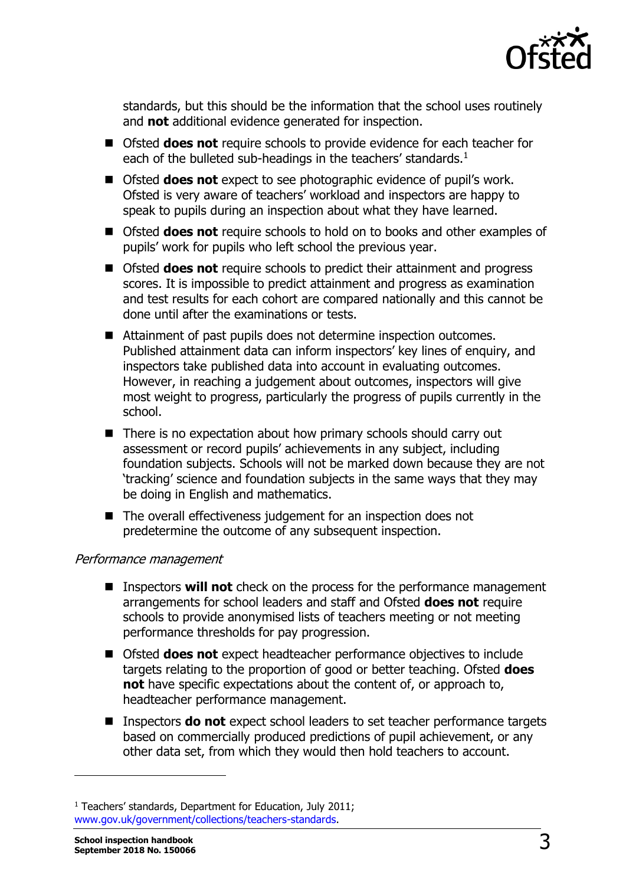standards, but this should be the information that the school uses routinely and **not** additional evidence generated for inspection.

- Ofsted **does not** require schools to provide evidence for each teacher for each of the bulleted sub-headings in the teachers' standards.[1]
- Ofsted **does not** expect to see photographic evidence of pupil's work. Ofsted is very aware of teachers' workload and inspectors are happy to speak to pupils during an inspection about what they have learned.
- Ofsted **does not** require schools to hold on to books and other examples of pupils' work for pupils who left school the previous year.
- Ofsted **does not** require schools to predict their attainment and progress scores. It is impossible to predict attainment and progress as examination and test results for each cohort are compared nationally and this cannot be done until after the examinations or tests.
- Attainment of past pupils does not determine inspection outcomes. Published attainment data can inform inspectors' key lines of enquiry, and inspectors take published data into account in evaluating outcomes. However, in reaching a judgement about outcomes, inspectors will give most weight to progress, particularly the progress of pupils currently in the school.
- There is no expectation about how primary schools should carry out assessment or record pupils' achievements in any subject, including foundation subjects. Schools will not be marked down because they are not 'tracking' science and foundation subjects in the same ways that they may be doing in English and mathematics.
- The overall effectiveness judgement for an inspection does not predetermine the outcome of any subsequent inspection.

*Performance management*

- Inspectors **will not** check on the process for the performance management arrangements for school leaders and staff and Ofsted **does not** require schools to provide anonymised lists of teachers meeting or not meeting performance thresholds for pay progression.
- Ofsted **does not** expect headteacher performance objectives to include targets relating to the proportion of good or better teaching. Ofsted **does not** have specific expectations about the content of, or approach to, headteacher performance management.
- Inspectors **do not** expect school leaders to set teacher performance targets based on commercially produced predictions of pupil achievement, or any other data set, from which they would then hold teachers to account.

---

[1] Teachers' standards, Department for Education, July 2011; www.gov.uk/government/collections/teachers-standards.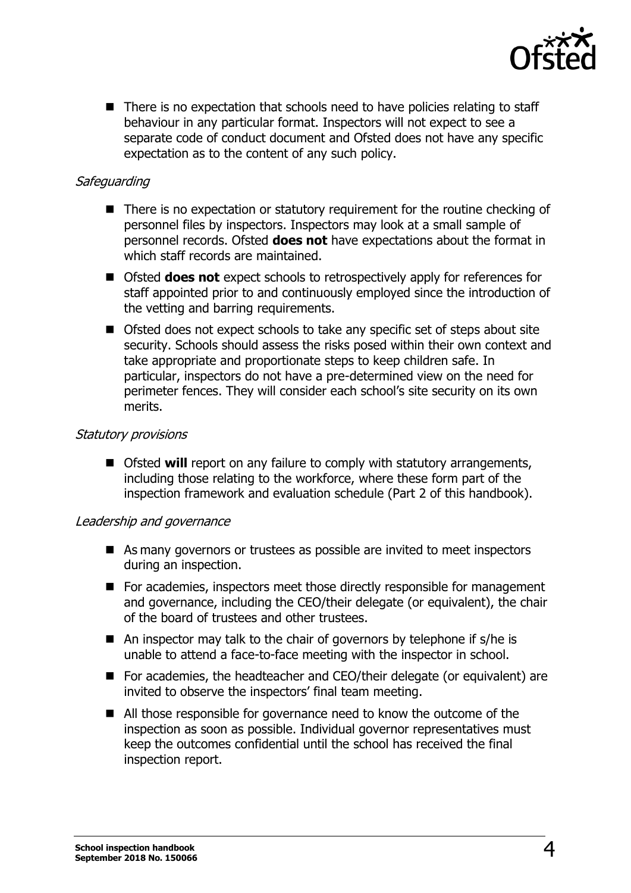- There is no expectation that schools need to have policies relating to staff behaviour in any particular format. Inspectors will not expect to see a separate code of conduct document and Ofsted does not have any specific expectation as to the content of any such policy.

*Safeguarding*

- There is no expectation or statutory requirement for the routine checking of personnel files by inspectors. Inspectors may look at a small sample of personnel records. Ofsted **does not** have expectations about the format in which staff records are maintained.
- Ofsted **does not** expect schools to retrospectively apply for references for staff appointed prior to and continuously employed since the introduction of the vetting and barring requirements.
- Ofsted does not expect schools to take any specific set of steps about site security. Schools should assess the risks posed within their own context and take appropriate and proportionate steps to keep children safe. In particular, inspectors do not have a pre-determined view on the need for perimeter fences. They will consider each school's site security on its own merits.

*Statutory provisions*

- Ofsted **will** report on any failure to comply with statutory arrangements, including those relating to the workforce, where these form part of the inspection framework and evaluation schedule (Part 2 of this handbook).

*Leadership and governance*

- As many governors or trustees as possible are invited to meet inspectors during an inspection.
- For academies, inspectors meet those directly responsible for management and governance, including the CEO/their delegate (or equivalent), the chair of the board of trustees and other trustees.
- An inspector may talk to the chair of governors by telephone if s/he is unable to attend a face-to-face meeting with the inspector in school.
- For academies, the headteacher and CEO/their delegate (or equivalent) are invited to observe the inspectors' final team meeting.
- All those responsible for governance need to know the outcome of the inspection as soon as possible. Individual governor representatives must keep the outcomes confidential until the school has received the final inspection report.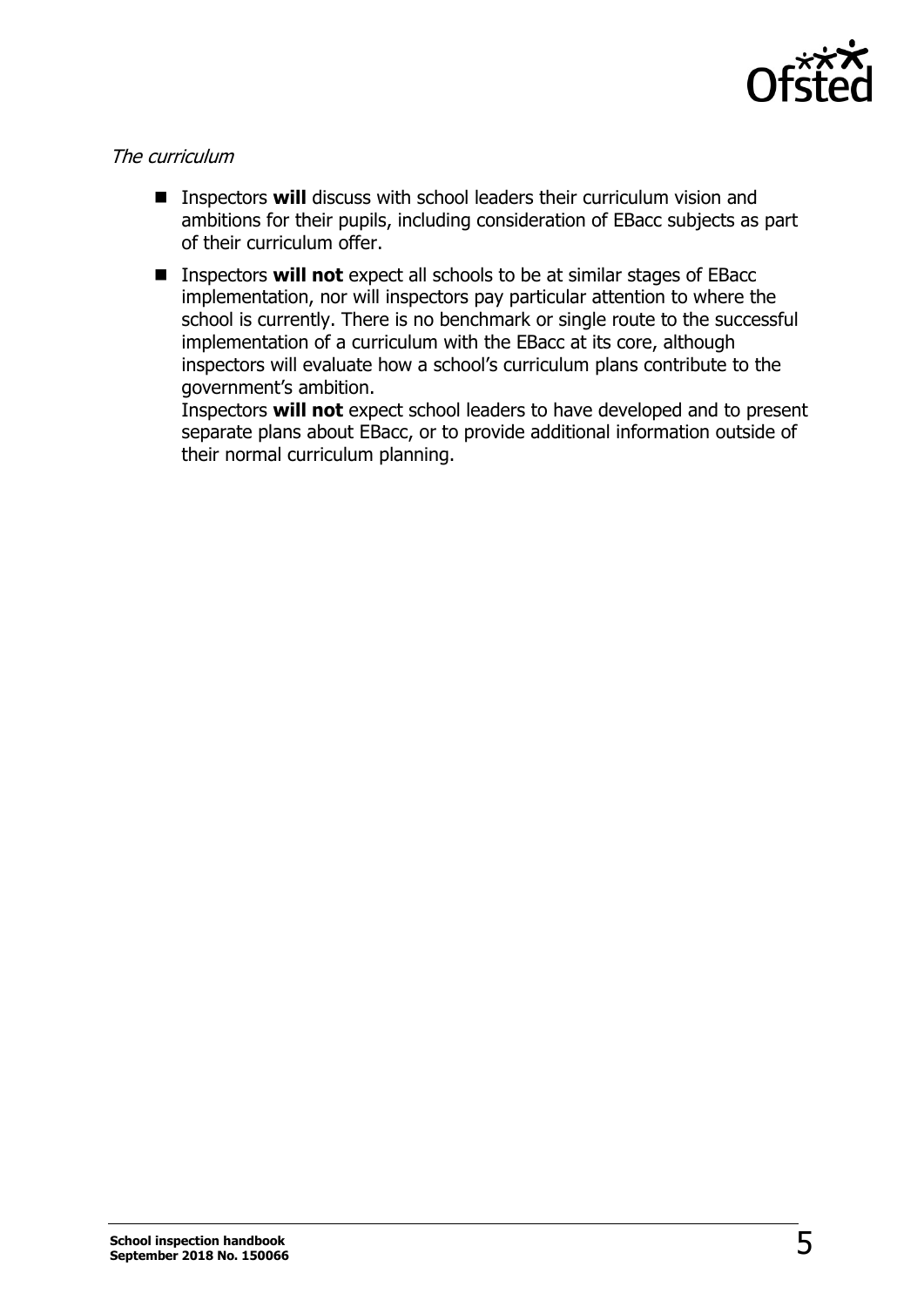*The curriculum*

- Inspectors **will** discuss with school leaders their curriculum vision and ambitions for their pupils, including consideration of EBacc subjects as part of their curriculum offer.
- Inspectors **will not** expect all schools to be at similar stages of EBacc implementation, nor will inspectors pay particular attention to where the school is currently. There is no benchmark or single route to the successful implementation of a curriculum with the EBacc at its core, although inspectors will evaluate how a school's curriculum plans contribute to the government's ambition.
  Inspectors **will not** expect school leaders to have developed and to present separate plans about EBacc, or to provide additional information outside of their normal curriculum planning.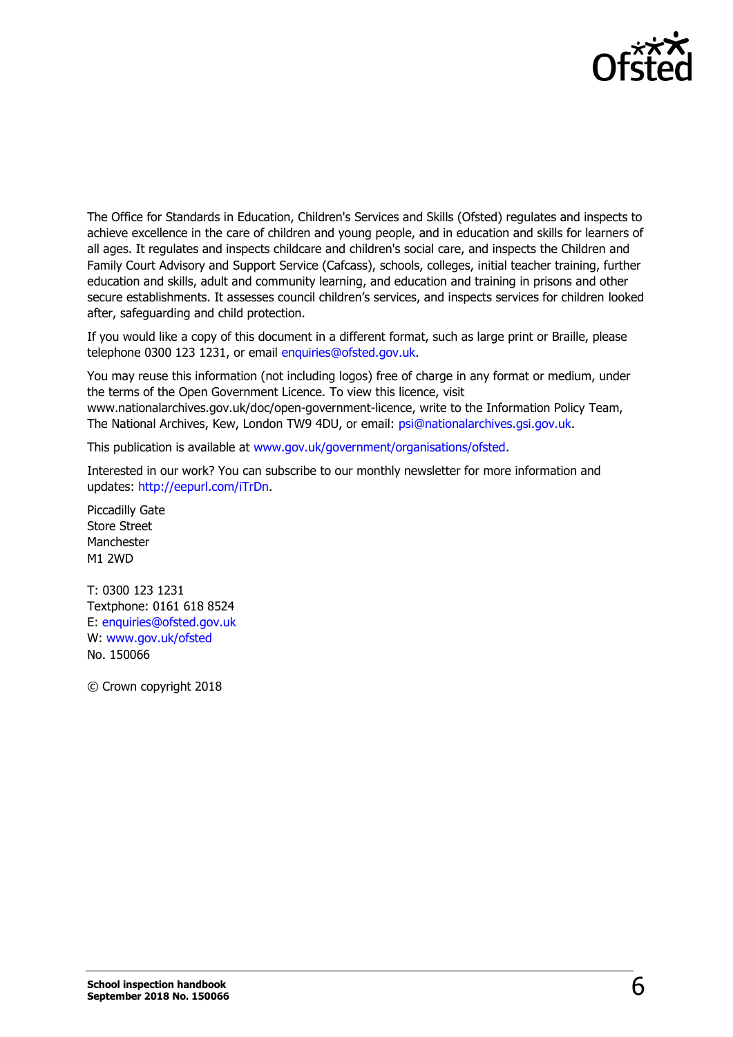The Office for Standards in Education, Children's Services and Skills (Ofsted) regulates and inspects to achieve excellence in the care of children and young people, and in education and skills for learners of all ages. It regulates and inspects childcare and children's social care, and inspects the Children and Family Court Advisory and Support Service (Cafcass), schools, colleges, initial teacher training, further education and skills, adult and community learning, and education and training in prisons and other secure establishments. It assesses council children's services, and inspects services for children looked after, safeguarding and child protection.

If you would like a copy of this document in a different format, such as large print or Braille, please telephone 0300 123 1231, or email enquiries@ofsted.gov.uk.

You may reuse this information (not including logos) free of charge in any format or medium, under the terms of the Open Government Licence. To view this licence, visit www.nationalarchives.gov.uk/doc/open-government-licence, write to the Information Policy Team, The National Archives, Kew, London TW9 4DU, or email: psi@nationalarchives.gsi.gov.uk.

This publication is available at www.gov.uk/government/organisations/ofsted.

Interested in our work? You can subscribe to our monthly newsletter for more information and updates: http://eepurl.com/iTrDn.

Piccadilly Gate
Store Street
Manchester
M1 2WD

T: 0300 123 1231
Textphone: 0161 618 8524
E: enquiries@ofsted.gov.uk
W: www.gov.uk/ofsted
No. 150066

© Crown copyright 2018